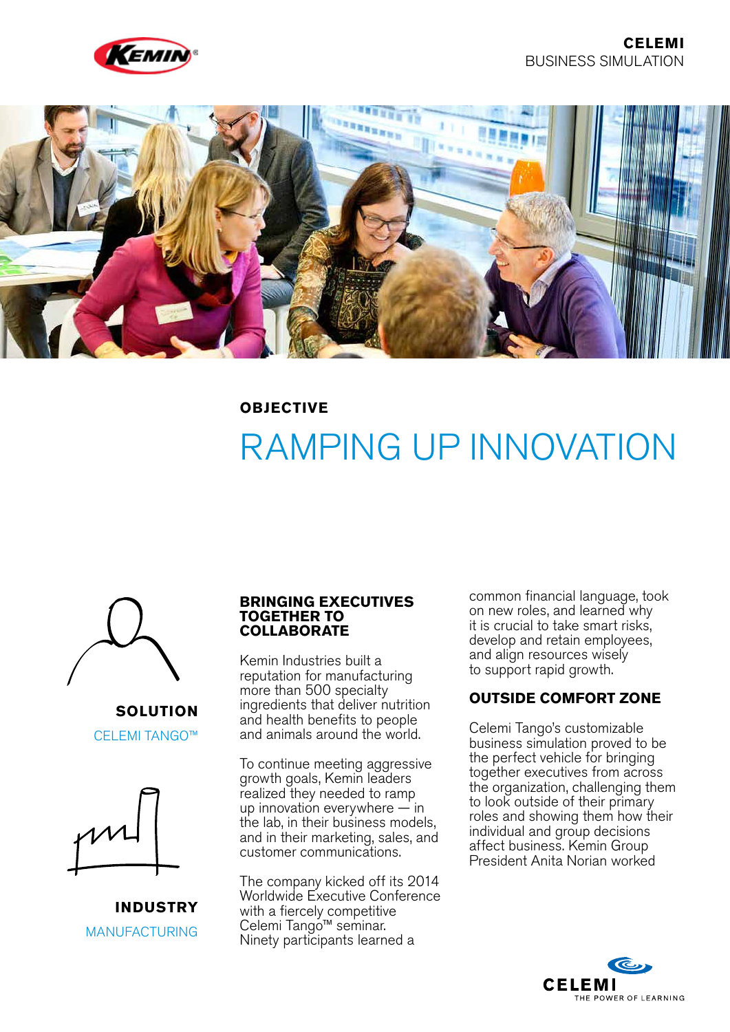**CELEMI**
BUSINESS SIMULATION

**OBJECTIVE**

# RAMPING UP INNOVATION

**SOLUTION**

CELEMI TANGO™

**INDUSTRY**

MANUFACTURING

## BRINGING EXECUTIVES TOGETHER TO COLLABORATE

Kemin Industries built a reputation for manufacturing more than 500 specialty ingredients that deliver nutrition and health benefits to people and animals around the world.

To continue meeting aggressive growth goals, Kemin leaders realized they needed to ramp up innovation everywhere — in the lab, in their business models, and in their marketing, sales, and customer communications.

The company kicked off its 2014 Worldwide Executive Conference with a fiercely competitive Celemi Tango™ seminar. Ninety participants learned a common financial language, took on new roles, and learned why it is crucial to take smart risks, develop and retain employees, and align resources wisely to support rapid growth.

## OUTSIDE COMFORT ZONE

Celemi Tango's customizable business simulation proved to be the perfect vehicle for bringing together executives from across the organization, challenging them to look outside of their primary roles and showing them how their individual and group decisions affect business. Kemin Group President Anita Norian worked

CELEMI
THE POWER OF LEARNING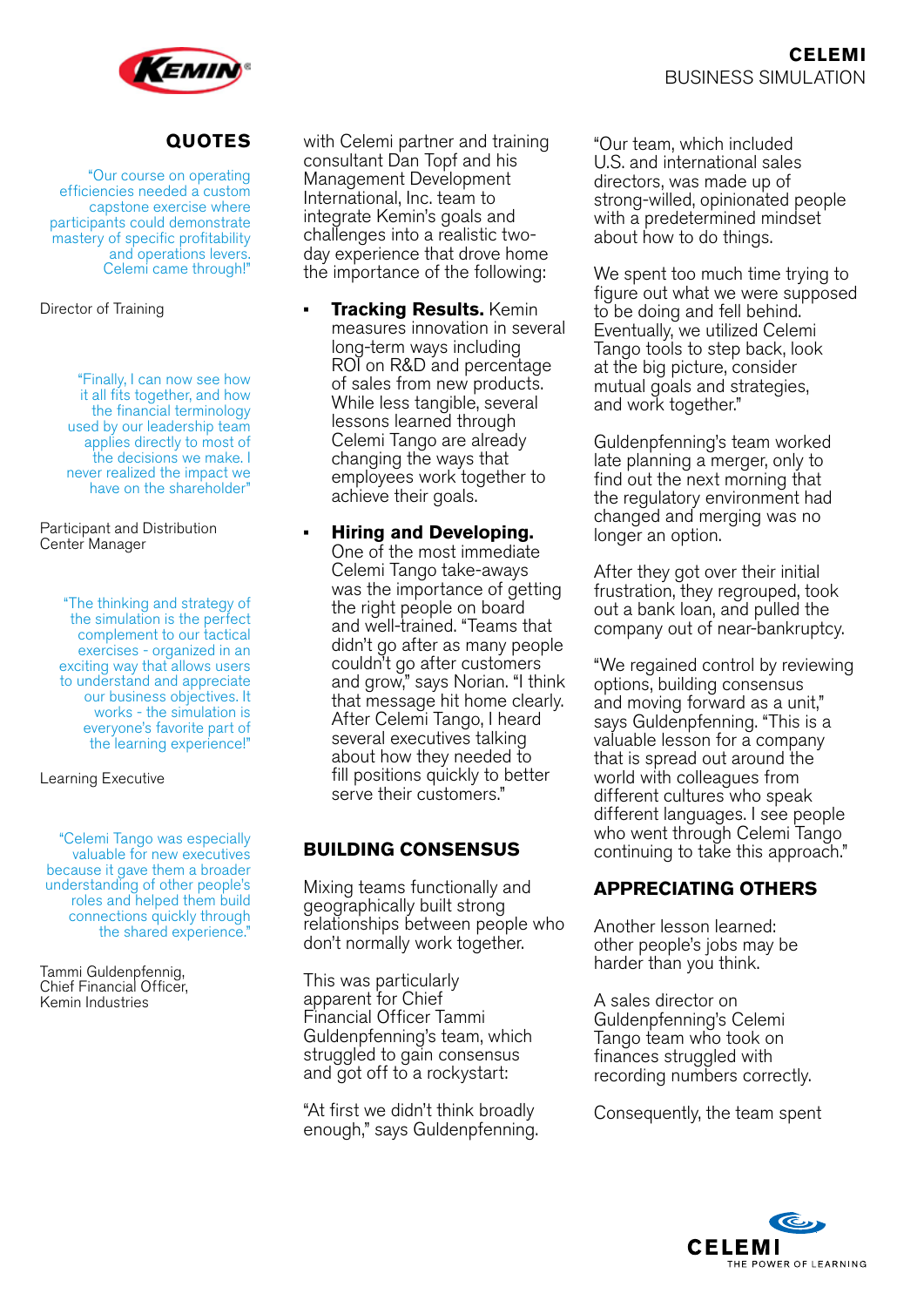## QUOTES

"Our course on operating efficiencies needed a custom capstone exercise where participants could demonstrate mastery of specific profitability and operations levers. Celemi came through!"

Director of Training

"Finally, I can now see how it all fits together, and how the financial terminology used by our leadership team applies directly to most of the decisions we make. I never realized the impact we have on the shareholder"

Participant and Distribution Center Manager

"The thinking and strategy of the simulation is the perfect complement to our tactical exercises - organized in an exciting way that allows users to understand and appreciate our business objectives. It works - the simulation is everyone's favorite part of the learning experience!"

Learning Executive

"Celemi Tango was especially valuable for new executives because it gave them a broader understanding of other people's roles and helped them build connections quickly through the shared experience."

Tammi Guldenpfennig,
Chief Financial Officer,
Kemin Industries

with Celemi partner and training consultant Dan Topf and his Management Development International, Inc. team to integrate Kemin's goals and challenges into a realistic two-day experience that drove home the importance of the following:

- **Tracking Results.** Kemin measures innovation in several long-term ways including ROI on R&D and percentage of sales from new products. While less tangible, several lessons learned through Celemi Tango are already changing the ways that employees work together to achieve their goals.

- **Hiring and Developing.** One of the most immediate Celemi Tango take-aways was the importance of getting the right people on board and well-trained. "Teams that didn't go after as many people couldn't go after customers and grow," says Norian. "I think that message hit home clearly. After Celemi Tango, I heard several executives talking about how they needed to fill positions quickly to better serve their customers."

## BUILDING CONSENSUS

Mixing teams functionally and geographically built strong relationships between people who don't normally work together.

This was particularly apparent for Chief Financial Officer Tammi Guldenpfennig's team, which struggled to gain consensus and got off to a rockystart:

"At first we didn't think broadly enough," says Guldenpfennig. "Our team, which included U.S. and international sales directors, was made up of strong-willed, opinionated people with a predetermined mindset about how to do things.

We spent too much time trying to figure out what we were supposed to be doing and fell behind. Eventually, we utilized Celemi Tango tools to step back, look at the big picture, consider mutual goals and strategies, and work together."

Guldenpfenning's team worked late planning a merger, only to find out the next morning that the regulatory environment had changed and merging was no longer an option.

After they got over their initial frustration, they regrouped, took out a bank loan, and pulled the company out of near-bankruptcy.

"We regained control by reviewing options, building consensus and moving forward as a unit," says Guldenpfenning. "This is a valuable lesson for a company that is spread out around the world with colleagues from different cultures who speak different languages. I see people who went through Celemi Tango continuing to take this approach."

## APPRECIATING OTHERS

Another lesson learned: other people's jobs may be harder than you think.

A sales director on Guldenpfenning's Celemi Tango team who took on finances struggled with recording numbers correctly.

Consequently, the team spent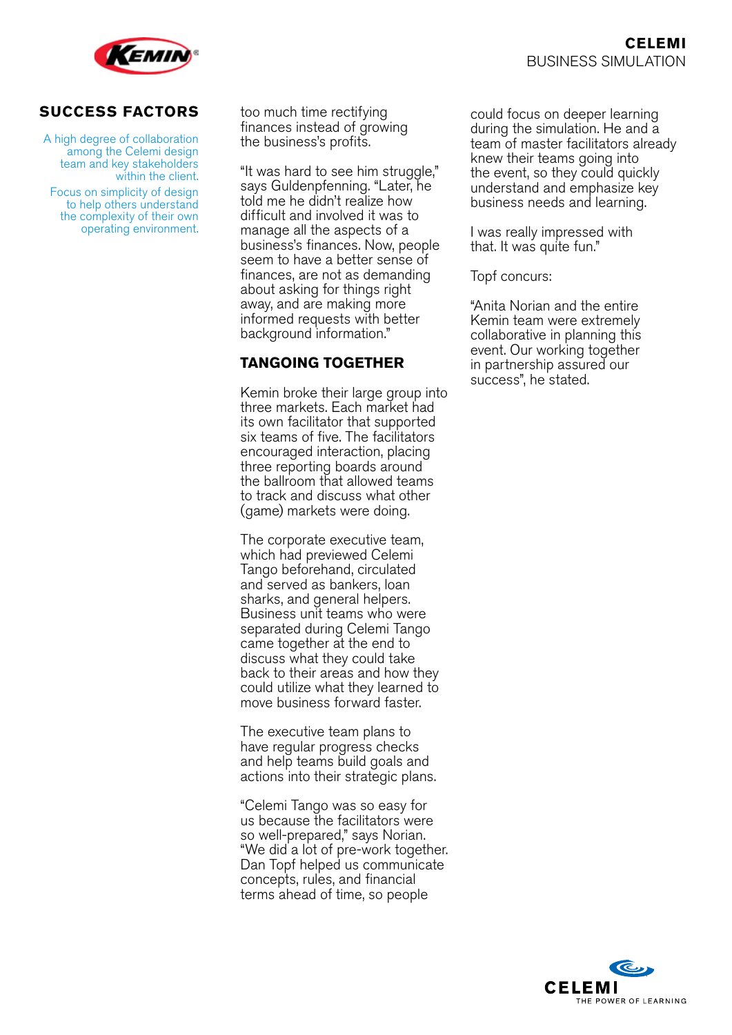## SUCCESS FACTORS

A high degree of collaboration among the Celemi design team and key stakeholders within the client.

Focus on simplicity of design to help others understand the complexity of their own operating environment.

too much time rectifying finances instead of growing the business's profits.

"It was hard to see him struggle," says Guldenpfenning. "Later, he told me he didn't realize how difficult and involved it was to manage all the aspects of a business's finances. Now, people seem to have a better sense of finances, are not as demanding about asking for things right away, and are making more informed requests with better background information."

## TANGOING TOGETHER

Kemin broke their large group into three markets. Each market had its own facilitator that supported six teams of five. The facilitators encouraged interaction, placing three reporting boards around the ballroom that allowed teams to track and discuss what other (game) markets were doing.

The corporate executive team, which had previewed Celemi Tango beforehand, circulated and served as bankers, loan sharks, and general helpers. Business unit teams who were separated during Celemi Tango came together at the end to discuss what they could take back to their areas and how they could utilize what they learned to move business forward faster.

The executive team plans to have regular progress checks and help teams build goals and actions into their strategic plans.

"Celemi Tango was so easy for us because the facilitators were so well-prepared," says Norian. "We did a lot of pre-work together. Dan Topf helped us communicate concepts, rules, and financial terms ahead of time, so people could focus on deeper learning during the simulation. He and a team of master facilitators already knew their teams going into the event, so they could quickly understand and emphasize key business needs and learning.

I was really impressed with that. It was quite fun."

Topf concurs:

"Anita Norian and the entire Kemin team were extremely collaborative in planning this event. Our working together in partnership assured our success", he stated.